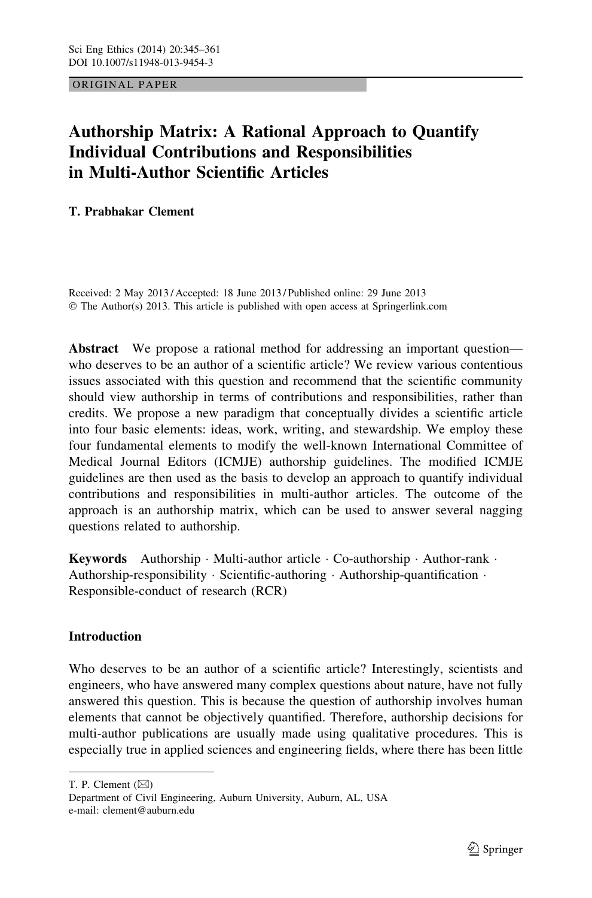ORIGINAL PAPER

# Authorship Matrix: A Rational Approach to Quantify Individual Contributions and Responsibilities in Multi-Author Scientific Articles

**T. Prabhakar Clement**

Received: 2 May 2013 / Accepted: 18 June 2013 / Published online: 29 June 2013
© The Author(s) 2013. This article is published with open access at Springerlink.com

**Abstract** We propose a rational method for addressing an important question—who deserves to be an author of a scientific article? We review various contentious issues associated with this question and recommend that the scientific community should view authorship in terms of contributions and responsibilities, rather than credits. We propose a new paradigm that conceptually divides a scientific article into four basic elements: ideas, work, writing, and stewardship. We employ these four fundamental elements to modify the well-known International Committee of Medical Journal Editors (ICMJE) authorship guidelines. The modified ICMJE guidelines are then used as the basis to develop an approach to quantify individual contributions and responsibilities in multi-author articles. The outcome of the approach is an authorship matrix, which can be used to answer several nagging questions related to authorship.

**Keywords** Authorship · Multi-author article · Co-authorship · Author-rank · Authorship-responsibility · Scientific-authoring · Authorship-quantification · Responsible-conduct of research (RCR)

## Introduction

Who deserves to be an author of a scientific article? Interestingly, scientists and engineers, who have answered many complex questions about nature, have not fully answered this question. This is because the question of authorship involves human elements that cannot be objectively quantified. Therefore, authorship decisions for multi-author publications are usually made using qualitative procedures. This is especially true in applied sciences and engineering fields, where there has been little

---

T. P. Clement (✉)
Department of Civil Engineering, Auburn University, Auburn, AL, USA
e-mail: clement@auburn.edu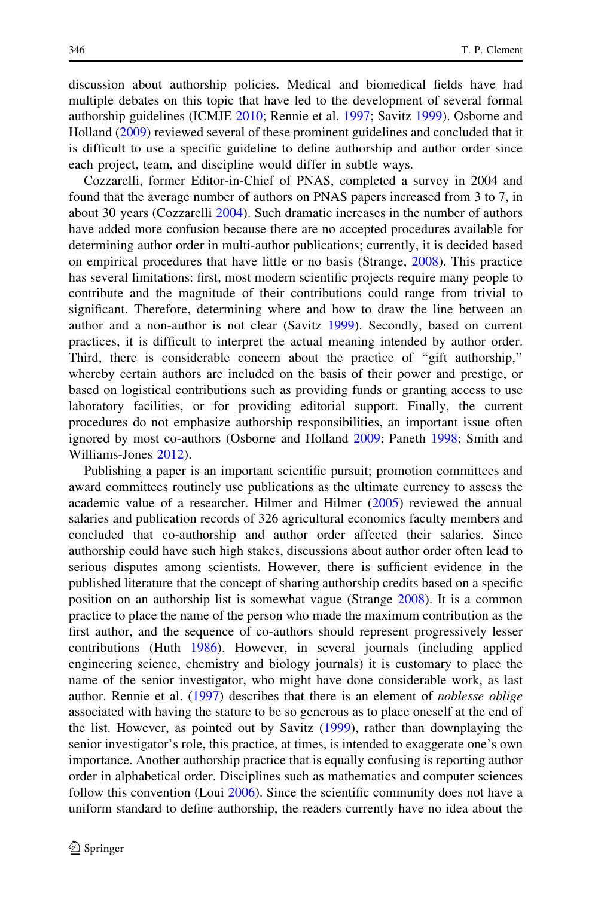discussion about authorship policies. Medical and biomedical fields have had multiple debates on this topic that have led to the development of several formal authorship guidelines (ICMJE 2010; Rennie et al. 1997; Savitz 1999). Osborne and Holland (2009) reviewed several of these prominent guidelines and concluded that it is difficult to use a specific guideline to define authorship and author order since each project, team, and discipline would differ in subtle ways.

Cozzarelli, former Editor-in-Chief of PNAS, completed a survey in 2004 and found that the average number of authors on PNAS papers increased from 3 to 7, in about 30 years (Cozzarelli 2004). Such dramatic increases in the number of authors have added more confusion because there are no accepted procedures available for determining author order in multi-author publications; currently, it is decided based on empirical procedures that have little or no basis (Strange, 2008). This practice has several limitations: first, most modern scientific projects require many people to contribute and the magnitude of their contributions could range from trivial to significant. Therefore, determining where and how to draw the line between an author and a non-author is not clear (Savitz 1999). Secondly, based on current practices, it is difficult to interpret the actual meaning intended by author order. Third, there is considerable concern about the practice of "gift authorship," whereby certain authors are included on the basis of their power and prestige, or based on logistical contributions such as providing funds or granting access to use laboratory facilities, or for providing editorial support. Finally, the current procedures do not emphasize authorship responsibilities, an important issue often ignored by most co-authors (Osborne and Holland 2009; Paneth 1998; Smith and Williams-Jones 2012).

Publishing a paper is an important scientific pursuit; promotion committees and award committees routinely use publications as the ultimate currency to assess the academic value of a researcher. Hilmer and Hilmer (2005) reviewed the annual salaries and publication records of 326 agricultural economics faculty members and concluded that co-authorship and author order affected their salaries. Since authorship could have such high stakes, discussions about author order often lead to serious disputes among scientists. However, there is sufficient evidence in the published literature that the concept of sharing authorship credits based on a specific position on an authorship list is somewhat vague (Strange 2008). It is a common practice to place the name of the person who made the maximum contribution as the first author, and the sequence of co-authors should represent progressively lesser contributions (Huth 1986). However, in several journals (including applied engineering science, chemistry and biology journals) it is customary to place the name of the senior investigator, who might have done considerable work, as last author. Rennie et al. (1997) describes that there is an element of *noblesse oblige* associated with having the stature to be so generous as to place oneself at the end of the list. However, as pointed out by Savitz (1999), rather than downplaying the senior investigator's role, this practice, at times, is intended to exaggerate one's own importance. Another authorship practice that is equally confusing is reporting author order in alphabetical order. Disciplines such as mathematics and computer sciences follow this convention (Loui 2006). Since the scientific community does not have a uniform standard to define authorship, the readers currently have no idea about the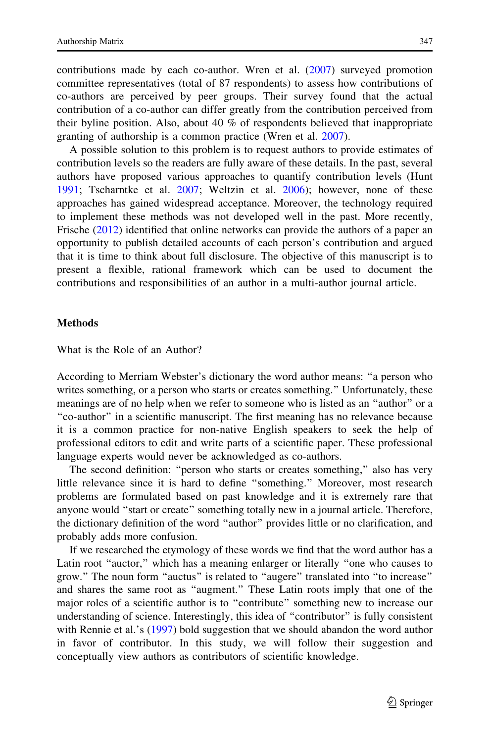contributions made by each co-author. Wren et al. (2007) surveyed promotion committee representatives (total of 87 respondents) to assess how contributions of co-authors are perceived by peer groups. Their survey found that the actual contribution of a co-author can differ greatly from the contribution perceived from their byline position. Also, about 40 % of respondents believed that inappropriate granting of authorship is a common practice (Wren et al. 2007).

A possible solution to this problem is to request authors to provide estimates of contribution levels so the readers are fully aware of these details. In the past, several authors have proposed various approaches to quantify contribution levels (Hunt 1991; Tscharntke et al. 2007; Weltzin et al. 2006); however, none of these approaches has gained widespread acceptance. Moreover, the technology required to implement these methods was not developed well in the past. More recently, Frische (2012) identified that online networks can provide the authors of a paper an opportunity to publish detailed accounts of each person's contribution and argued that it is time to think about full disclosure. The objective of this manuscript is to present a flexible, rational framework which can be used to document the contributions and responsibilities of an author in a multi-author journal article.

## Methods

### What is the Role of an Author?

According to Merriam Webster's dictionary the word author means: "a person who writes something, or a person who starts or creates something." Unfortunately, these meanings are of no help when we refer to someone who is listed as an "author" or a "co-author" in a scientific manuscript. The first meaning has no relevance because it is a common practice for non-native English speakers to seek the help of professional editors to edit and write parts of a scientific paper. These professional language experts would never be acknowledged as co-authors.

The second definition: "person who starts or creates something," also has very little relevance since it is hard to define "something." Moreover, most research problems are formulated based on past knowledge and it is extremely rare that anyone would "start or create" something totally new in a journal article. Therefore, the dictionary definition of the word "author" provides little or no clarification, and probably adds more confusion.

If we researched the etymology of these words we find that the word author has a Latin root "auctor," which has a meaning enlarger or literally "one who causes to grow." The noun form "auctus" is related to "augere" translated into "to increase" and shares the same root as "augment." These Latin roots imply that one of the major roles of a scientific author is to "contribute" something new to increase our understanding of science. Interestingly, this idea of "contributor" is fully consistent with Rennie et al.'s (1997) bold suggestion that we should abandon the word author in favor of contributor. In this study, we will follow their suggestion and conceptually view authors as contributors of scientific knowledge.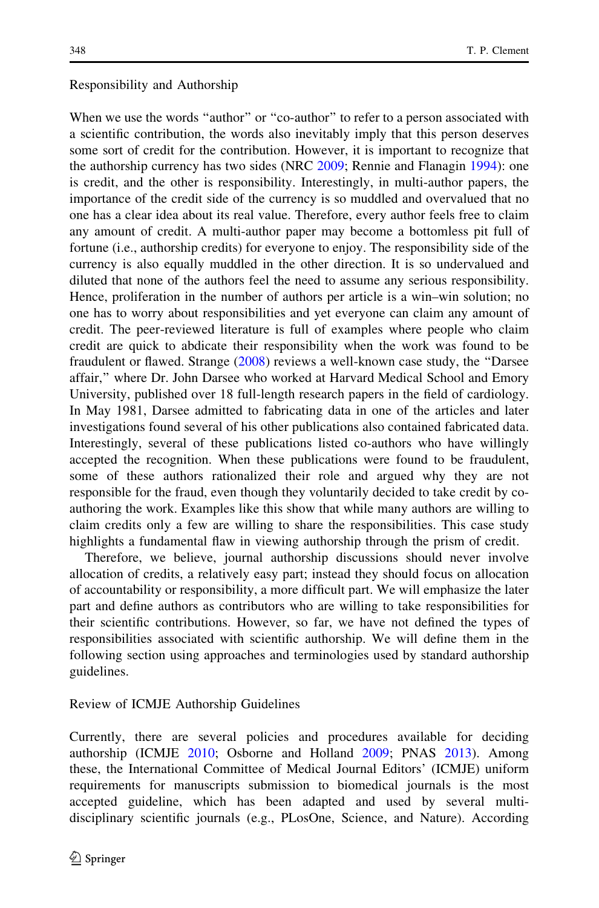## Responsibility and Authorship

When we use the words "author" or "co-author" to refer to a person associated with a scientific contribution, the words also inevitably imply that this person deserves some sort of credit for the contribution. However, it is important to recognize that the authorship currency has two sides (NRC 2009; Rennie and Flanagin 1994): one is credit, and the other is responsibility. Interestingly, in multi-author papers, the importance of the credit side of the currency is so muddled and overvalued that no one has a clear idea about its real value. Therefore, every author feels free to claim any amount of credit. A multi-author paper may become a bottomless pit full of fortune (i.e., authorship credits) for everyone to enjoy. The responsibility side of the currency is also equally muddled in the other direction. It is so undervalued and diluted that none of the authors feel the need to assume any serious responsibility. Hence, proliferation in the number of authors per article is a win–win solution; no one has to worry about responsibilities and yet everyone can claim any amount of credit. The peer-reviewed literature is full of examples where people who claim credit are quick to abdicate their responsibility when the work was found to be fraudulent or flawed. Strange (2008) reviews a well-known case study, the "Darsee affair," where Dr. John Darsee who worked at Harvard Medical School and Emory University, published over 18 full-length research papers in the field of cardiology. In May 1981, Darsee admitted to fabricating data in one of the articles and later investigations found several of his other publications also contained fabricated data. Interestingly, several of these publications listed co-authors who have willingly accepted the recognition. When these publications were found to be fraudulent, some of these authors rationalized their role and argued why they are not responsible for the fraud, even though they voluntarily decided to take credit by co-authoring the work. Examples like this show that while many authors are willing to claim credits only a few are willing to share the responsibilities. This case study highlights a fundamental flaw in viewing authorship through the prism of credit.

Therefore, we believe, journal authorship discussions should never involve allocation of credits, a relatively easy part; instead they should focus on allocation of accountability or responsibility, a more difficult part. We will emphasize the later part and define authors as contributors who are willing to take responsibilities for their scientific contributions. However, so far, we have not defined the types of responsibilities associated with scientific authorship. We will define them in the following section using approaches and terminologies used by standard authorship guidelines.

## Review of ICMJE Authorship Guidelines

Currently, there are several policies and procedures available for deciding authorship (ICMJE 2010; Osborne and Holland 2009; PNAS 2013). Among these, the International Committee of Medical Journal Editors' (ICMJE) uniform requirements for manuscripts submission to biomedical journals is the most accepted guideline, which has been adapted and used by several multi-disciplinary scientific journals (e.g., PLosOne, Science, and Nature). According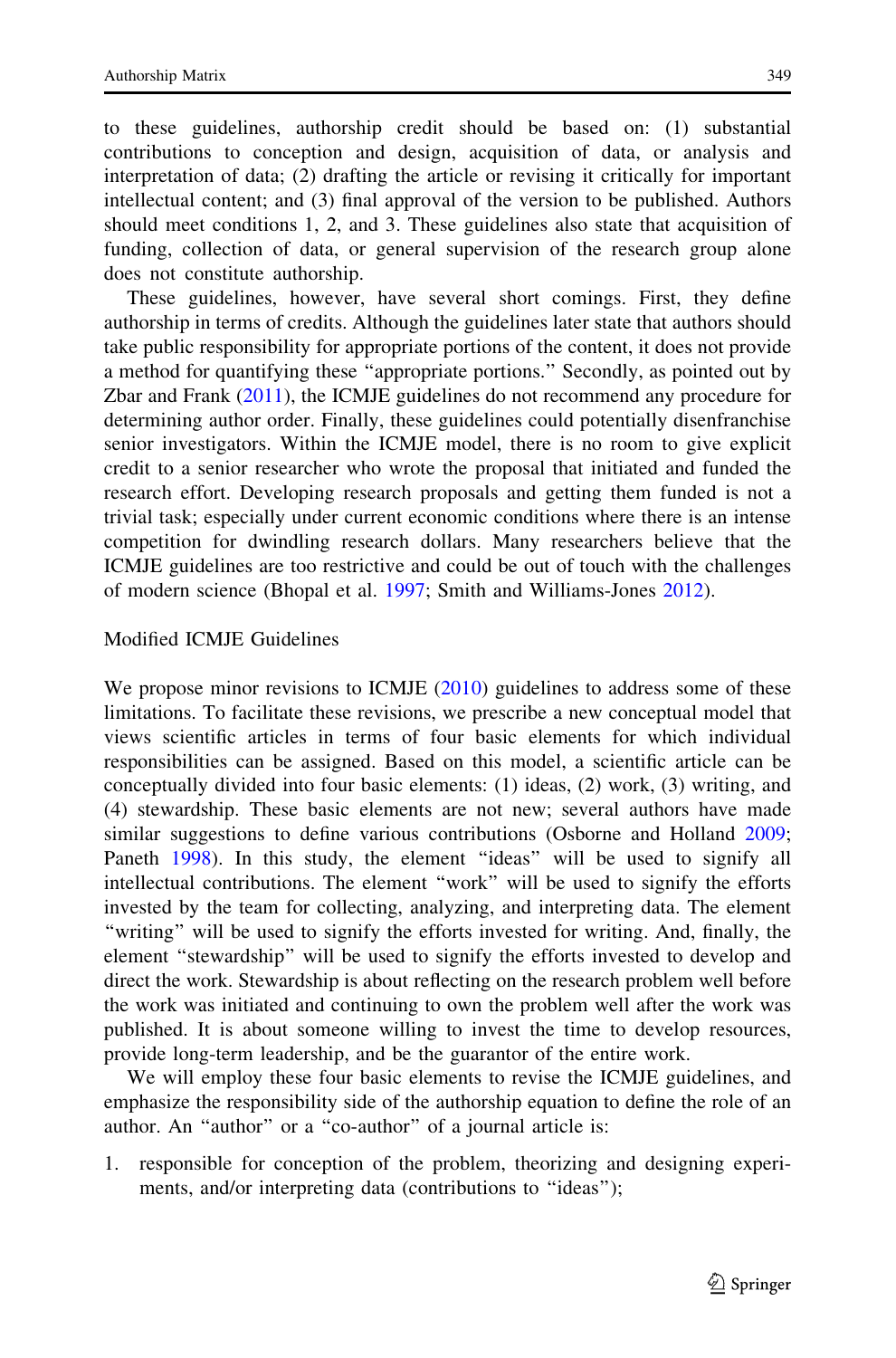to these guidelines, authorship credit should be based on: (1) substantial contributions to conception and design, acquisition of data, or analysis and interpretation of data; (2) drafting the article or revising it critically for important intellectual content; and (3) final approval of the version to be published. Authors should meet conditions 1, 2, and 3. These guidelines also state that acquisition of funding, collection of data, or general supervision of the research group alone does not constitute authorship.

These guidelines, however, have several short comings. First, they define authorship in terms of credits. Although the guidelines later state that authors should take public responsibility for appropriate portions of the content, it does not provide a method for quantifying these "appropriate portions." Secondly, as pointed out by Zbar and Frank (2011), the ICMJE guidelines do not recommend any procedure for determining author order. Finally, these guidelines could potentially disenfranchise senior investigators. Within the ICMJE model, there is no room to give explicit credit to a senior researcher who wrote the proposal that initiated and funded the research effort. Developing research proposals and getting them funded is not a trivial task; especially under current economic conditions where there is an intense competition for dwindling research dollars. Many researchers believe that the ICMJE guidelines are too restrictive and could be out of touch with the challenges of modern science (Bhopal et al. 1997; Smith and Williams-Jones 2012).

## Modified ICMJE Guidelines

We propose minor revisions to ICMJE (2010) guidelines to address some of these limitations. To facilitate these revisions, we prescribe a new conceptual model that views scientific articles in terms of four basic elements for which individual responsibilities can be assigned. Based on this model, a scientific article can be conceptually divided into four basic elements: (1) ideas, (2) work, (3) writing, and (4) stewardship. These basic elements are not new; several authors have made similar suggestions to define various contributions (Osborne and Holland 2009; Paneth 1998). In this study, the element "ideas" will be used to signify all intellectual contributions. The element "work" will be used to signify the efforts invested by the team for collecting, analyzing, and interpreting data. The element "writing" will be used to signify the efforts invested for writing. And, finally, the element "stewardship" will be used to signify the efforts invested to develop and direct the work. Stewardship is about reflecting on the research problem well before the work was initiated and continuing to own the problem well after the work was published. It is about someone willing to invest the time to develop resources, provide long-term leadership, and be the guarantor of the entire work.

We will employ these four basic elements to revise the ICMJE guidelines, and emphasize the responsibility side of the authorship equation to define the role of an author. An "author" or a "co-author" of a journal article is:

1. responsible for conception of the problem, theorizing and designing experiments, and/or interpreting data (contributions to "ideas");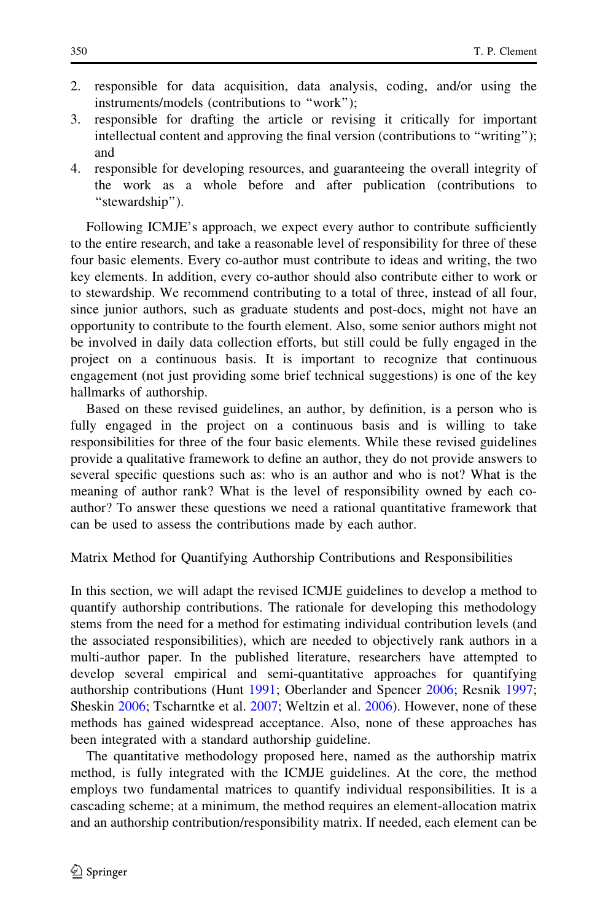2. responsible for data acquisition, data analysis, coding, and/or using the instruments/models (contributions to "work");
3. responsible for drafting the article or revising it critically for important intellectual content and approving the final version (contributions to "writing"); and
4. responsible for developing resources, and guaranteeing the overall integrity of the work as a whole before and after publication (contributions to "stewardship").

Following ICMJE's approach, we expect every author to contribute sufficiently to the entire research, and take a reasonable level of responsibility for three of these four basic elements. Every co-author must contribute to ideas and writing, the two key elements. In addition, every co-author should also contribute either to work or to stewardship. We recommend contributing to a total of three, instead of all four, since junior authors, such as graduate students and post-docs, might not have an opportunity to contribute to the fourth element. Also, some senior authors might not be involved in daily data collection efforts, but still could be fully engaged in the project on a continuous basis. It is important to recognize that continuous engagement (not just providing some brief technical suggestions) is one of the key hallmarks of authorship.

Based on these revised guidelines, an author, by definition, is a person who is fully engaged in the project on a continuous basis and is willing to take responsibilities for three of the four basic elements. While these revised guidelines provide a qualitative framework to define an author, they do not provide answers to several specific questions such as: who is an author and who is not? What is the meaning of author rank? What is the level of responsibility owned by each co-author? To answer these questions we need a rational quantitative framework that can be used to assess the contributions made by each author.

## Matrix Method for Quantifying Authorship Contributions and Responsibilities

In this section, we will adapt the revised ICMJE guidelines to develop a method to quantify authorship contributions. The rationale for developing this methodology stems from the need for a method for estimating individual contribution levels (and the associated responsibilities), which are needed to objectively rank authors in a multi-author paper. In the published literature, researchers have attempted to develop several empirical and semi-quantitative approaches for quantifying authorship contributions (Hunt 1991; Oberlander and Spencer 2006; Resnik 1997; Sheskin 2006; Tscharntke et al. 2007; Weltzin et al. 2006). However, none of these methods has gained widespread acceptance. Also, none of these approaches has been integrated with a standard authorship guideline.

The quantitative methodology proposed here, named as the authorship matrix method, is fully integrated with the ICMJE guidelines. At the core, the method employs two fundamental matrices to quantify individual responsibilities. It is a cascading scheme; at a minimum, the method requires an element-allocation matrix and an authorship contribution/responsibility matrix. If needed, each element can be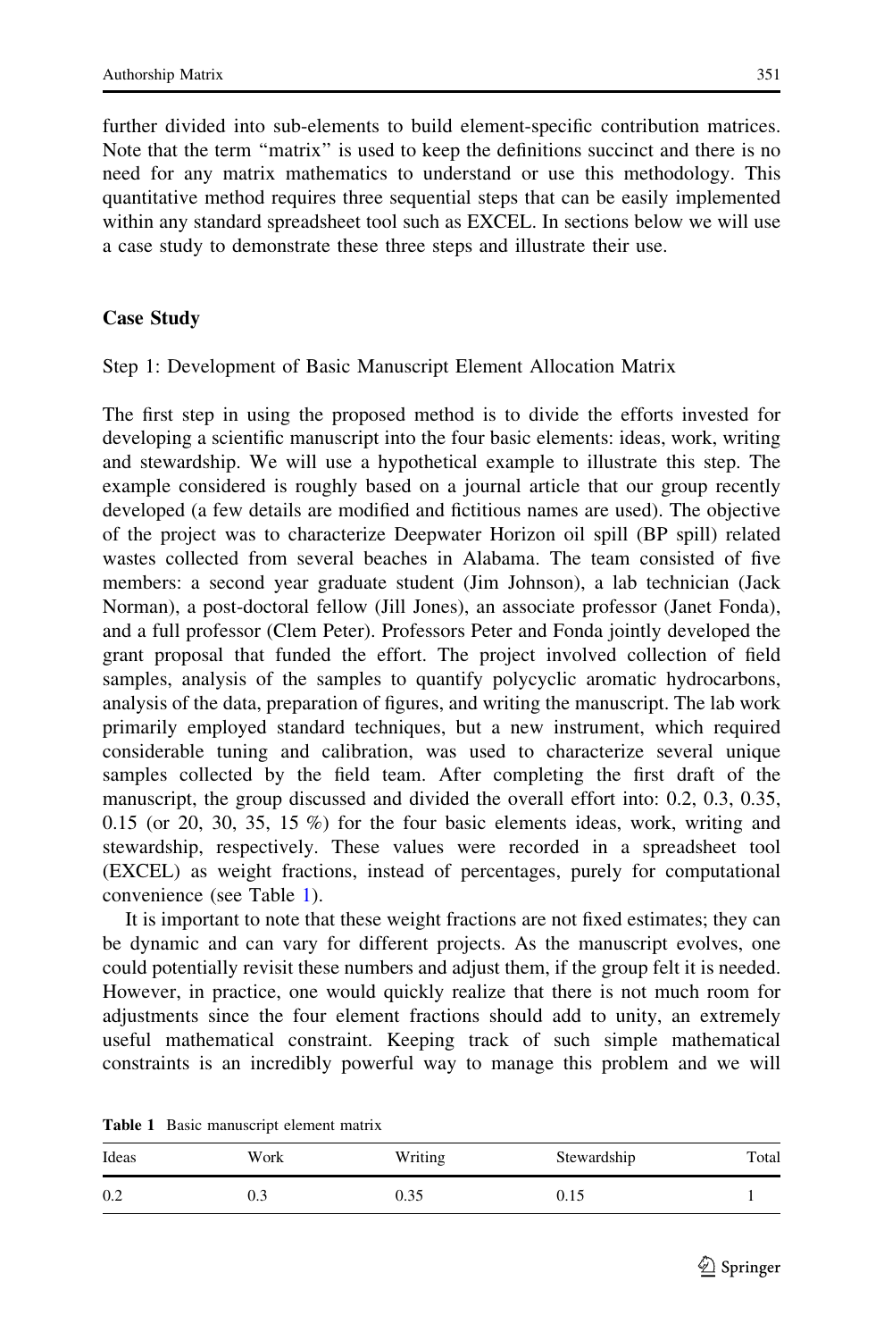further divided into sub-elements to build element-specific contribution matrices. Note that the term "matrix" is used to keep the definitions succinct and there is no need for any matrix mathematics to understand or use this methodology. This quantitative method requires three sequential steps that can be easily implemented within any standard spreadsheet tool such as EXCEL. In sections below we will use a case study to demonstrate these three steps and illustrate their use.

## Case Study

### Step 1: Development of Basic Manuscript Element Allocation Matrix

The first step in using the proposed method is to divide the efforts invested for developing a scientific manuscript into the four basic elements: ideas, work, writing and stewardship. We will use a hypothetical example to illustrate this step. The example considered is roughly based on a journal article that our group recently developed (a few details are modified and fictitious names are used). The objective of the project was to characterize Deepwater Horizon oil spill (BP spill) related wastes collected from several beaches in Alabama. The team consisted of five members: a second year graduate student (Jim Johnson), a lab technician (Jack Norman), a post-doctoral fellow (Jill Jones), an associate professor (Janet Fonda), and a full professor (Clem Peter). Professors Peter and Fonda jointly developed the grant proposal that funded the effort. The project involved collection of field samples, analysis of the samples to quantify polycyclic aromatic hydrocarbons, analysis of the data, preparation of figures, and writing the manuscript. The lab work primarily employed standard techniques, but a new instrument, which required considerable tuning and calibration, was used to characterize several unique samples collected by the field team. After completing the first draft of the manuscript, the group discussed and divided the overall effort into: 0.2, 0.3, 0.35, 0.15 (or 20, 30, 35, 15 %) for the four basic elements ideas, work, writing and stewardship, respectively. These values were recorded in a spreadsheet tool (EXCEL) as weight fractions, instead of percentages, purely for computational convenience (see Table 1).

It is important to note that these weight fractions are not fixed estimates; they can be dynamic and can vary for different projects. As the manuscript evolves, one could potentially revisit these numbers and adjust them, if the group felt it is needed. However, in practice, one would quickly realize that there is not much room for adjustments since the four element fractions should add to unity, an extremely useful mathematical constraint. Keeping track of such simple mathematical constraints is an incredibly powerful way to manage this problem and we will

**Table 1** Basic manuscript element matrix

| Ideas | Work | Writing | Stewardship | Total |
|---|---|---|---|---|
| 0.2 | 0.3 | 0.35 | 0.15 | 1 |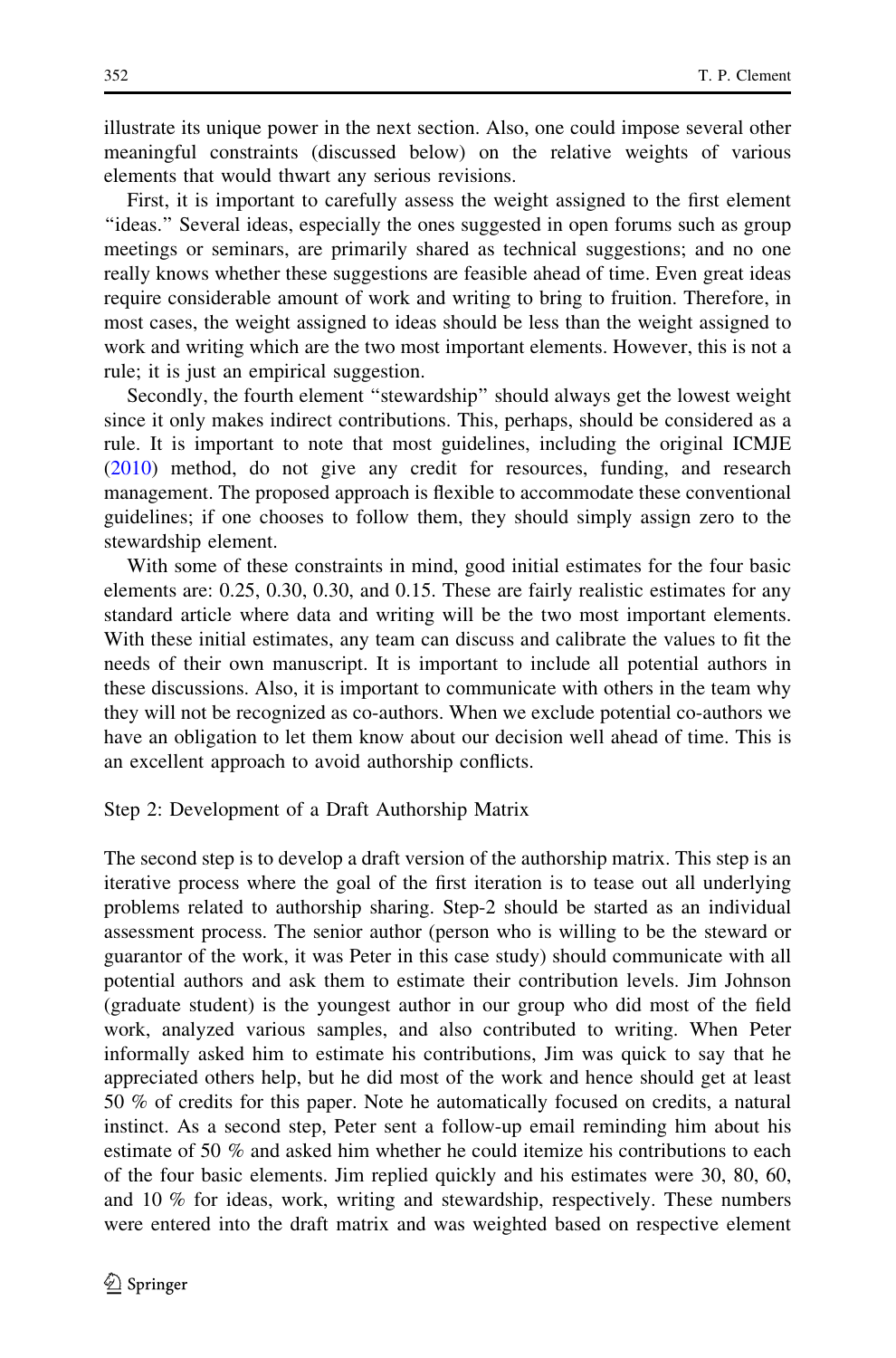illustrate its unique power in the next section. Also, one could impose several other meaningful constraints (discussed below) on the relative weights of various elements that would thwart any serious revisions.

First, it is important to carefully assess the weight assigned to the first element "ideas." Several ideas, especially the ones suggested in open forums such as group meetings or seminars, are primarily shared as technical suggestions; and no one really knows whether these suggestions are feasible ahead of time. Even great ideas require considerable amount of work and writing to bring to fruition. Therefore, in most cases, the weight assigned to ideas should be less than the weight assigned to work and writing which are the two most important elements. However, this is not a rule; it is just an empirical suggestion.

Secondly, the fourth element "stewardship" should always get the lowest weight since it only makes indirect contributions. This, perhaps, should be considered as a rule. It is important to note that most guidelines, including the original ICMJE (2010) method, do not give any credit for resources, funding, and research management. The proposed approach is flexible to accommodate these conventional guidelines; if one chooses to follow them, they should simply assign zero to the stewardship element.

With some of these constraints in mind, good initial estimates for the four basic elements are: 0.25, 0.30, 0.30, and 0.15. These are fairly realistic estimates for any standard article where data and writing will be the two most important elements. With these initial estimates, any team can discuss and calibrate the values to fit the needs of their own manuscript. It is important to include all potential authors in these discussions. Also, it is important to communicate with others in the team why they will not be recognized as co-authors. When we exclude potential co-authors we have an obligation to let them know about our decision well ahead of time. This is an excellent approach to avoid authorship conflicts.

Step 2: Development of a Draft Authorship Matrix

The second step is to develop a draft version of the authorship matrix. This step is an iterative process where the goal of the first iteration is to tease out all underlying problems related to authorship sharing. Step-2 should be started as an individual assessment process. The senior author (person who is willing to be the steward or guarantor of the work, it was Peter in this case study) should communicate with all potential authors and ask them to estimate their contribution levels. Jim Johnson (graduate student) is the youngest author in our group who did most of the field work, analyzed various samples, and also contributed to writing. When Peter informally asked him to estimate his contributions, Jim was quick to say that he appreciated others help, but he did most of the work and hence should get at least 50 % of credits for this paper. Note he automatically focused on credits, a natural instinct. As a second step, Peter sent a follow-up email reminding him about his estimate of 50 % and asked him whether he could itemize his contributions to each of the four basic elements. Jim replied quickly and his estimates were 30, 80, 60, and 10 % for ideas, work, writing and stewardship, respectively. These numbers were entered into the draft matrix and was weighted based on respective element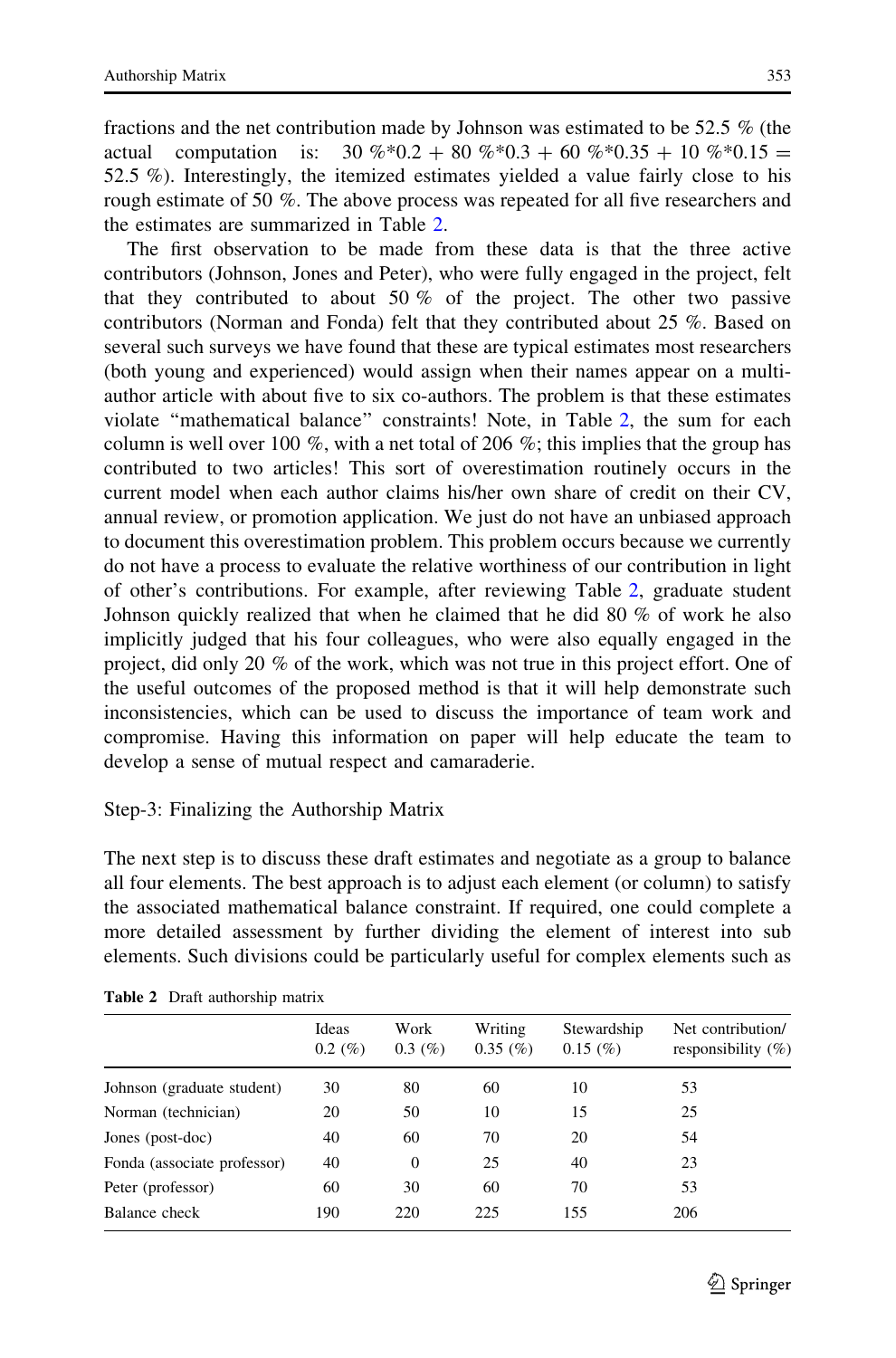fractions and the net contribution made by Johnson was estimated to be 52.5 % (the actual computation is: 30 %*0.2 + 80 %*0.3 + 60 %*0.35 + 10 %*0.15 = 52.5 %). Interestingly, the itemized estimates yielded a value fairly close to his rough estimate of 50 %. The above process was repeated for all five researchers and the estimates are summarized in Table 2.

The first observation to be made from these data is that the three active contributors (Johnson, Jones and Peter), who were fully engaged in the project, felt that they contributed to about 50 % of the project. The other two passive contributors (Norman and Fonda) felt that they contributed about 25 %. Based on several such surveys we have found that these are typical estimates most researchers (both young and experienced) would assign when their names appear on a multi-author article with about five to six co-authors. The problem is that these estimates violate "mathematical balance" constraints! Note, in Table 2, the sum for each column is well over 100 %, with a net total of 206 %; this implies that the group has contributed to two articles! This sort of overestimation routinely occurs in the current model when each author claims his/her own share of credit on their CV, annual review, or promotion application. We just do not have an unbiased approach to document this overestimation problem. This problem occurs because we currently do not have a process to evaluate the relative worthiness of our contribution in light of other's contributions. For example, after reviewing Table 2, graduate student Johnson quickly realized that when he claimed that he did 80 % of work he also implicitly judged that his four colleagues, who were also equally engaged in the project, did only 20 % of the work, which was not true in this project effort. One of the useful outcomes of the proposed method is that it will help demonstrate such inconsistencies, which can be used to discuss the importance of team work and compromise. Having this information on paper will help educate the team to develop a sense of mutual respect and camaraderie.

Step-3: Finalizing the Authorship Matrix

The next step is to discuss these draft estimates and negotiate as a group to balance all four elements. The best approach is to adjust each element (or column) to satisfy the associated mathematical balance constraint. If required, one could complete a more detailed assessment by further dividing the element of interest into sub elements. Such divisions could be particularly useful for complex elements such as

**Table 2** Draft authorship matrix

| | Ideas 0.2 (%) | Work 0.3 (%) | Writing 0.35 (%) | Stewardship 0.15 (%) | Net contribution/ responsibility (%) |
|---|---|---|---|---|---|
| Johnson (graduate student) | 30 | 80 | 60 | 10 | 53 |
| Norman (technician) | 20 | 50 | 10 | 15 | 25 |
| Jones (post-doc) | 40 | 60 | 70 | 20 | 54 |
| Fonda (associate professor) | 40 | 0 | 25 | 40 | 23 |
| Peter (professor) | 60 | 30 | 60 | 70 | 53 |
| Balance check | 190 | 220 | 225 | 155 | 206 |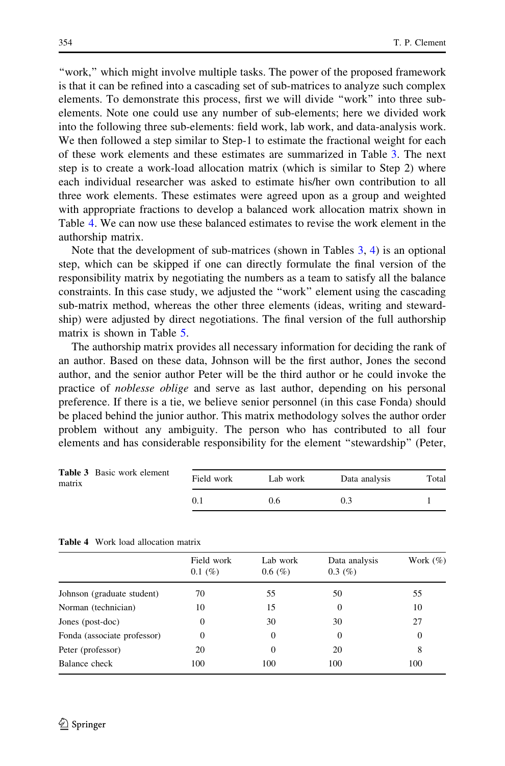"work," which might involve multiple tasks. The power of the proposed framework is that it can be refined into a cascading set of sub-matrices to analyze such complex elements. To demonstrate this process, first we will divide "work" into three sub-elements. Note one could use any number of sub-elements; here we divided work into the following three sub-elements: field work, lab work, and data-analysis work. We then followed a step similar to Step-1 to estimate the fractional weight for each of these work elements and these estimates are summarized in Table 3. The next step is to create a work-load allocation matrix (which is similar to Step 2) where each individual researcher was asked to estimate his/her own contribution to all three work elements. These estimates were agreed upon as a group and weighted with appropriate fractions to develop a balanced work allocation matrix shown in Table 4. We can now use these balanced estimates to revise the work element in the authorship matrix.

Note that the development of sub-matrices (shown in Tables 3, 4) is an optional step, which can be skipped if one can directly formulate the final version of the responsibility matrix by negotiating the numbers as a team to satisfy all the balance constraints. In this case study, we adjusted the "work" element using the cascading sub-matrix method, whereas the other three elements (ideas, writing and stewardship) were adjusted by direct negotiations. The final version of the full authorship matrix is shown in Table 5.

The authorship matrix provides all necessary information for deciding the rank of an author. Based on these data, Johnson will be the first author, Jones the second author, and the senior author Peter will be the third author or he could invoke the practice of *noblesse oblige* and serve as last author, depending on his personal preference. If there is a tie, we believe senior personnel (in this case Fonda) should be placed behind the junior author. This matrix methodology solves the author order problem without any ambiguity. The person who has contributed to all four elements and has considerable responsibility for the element "stewardship" (Peter,

**Table 3** Basic work element matrix

| Field work | Lab work | Data analysis | Total |
|---|---|---|---|
| 0.1 | 0.6 | 0.3 | 1 |

**Table 4** Work load allocation matrix

| | Field work 0.1 (%) | Lab work 0.6 (%) | Data analysis 0.3 (%) | Work (%) |
|---|---|---|---|---|
| Johnson (graduate student) | 70 | 55 | 50 | 55 |
| Norman (technician) | 10 | 15 | 0 | 10 |
| Jones (post-doc) | 0 | 30 | 30 | 27 |
| Fonda (associate professor) | 0 | 0 | 0 | 0 |
| Peter (professor) | 20 | 0 | 20 | 8 |
| Balance check | 100 | 100 | 100 | 100 |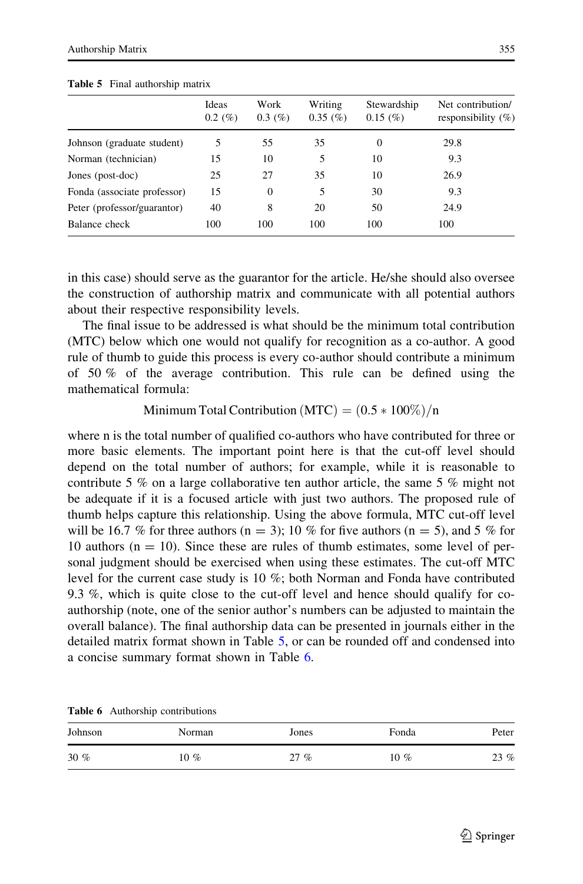**Table 5** Final authorship matrix

| | Ideas 0.2 (%) | Work 0.3 (%) | Writing 0.35 (%) | Stewardship 0.15 (%) | Net contribution/ responsibility (%) |
|---|---|---|---|---|---|
| Johnson (graduate student) | 5 | 55 | 35 | 0 | 29.8 |
| Norman (technician) | 15 | 10 | 5 | 10 | 9.3 |
| Jones (post-doc) | 25 | 27 | 35 | 10 | 26.9 |
| Fonda (associate professor) | 15 | 0 | 5 | 30 | 9.3 |
| Peter (professor/guarantor) | 40 | 8 | 20 | 50 | 24.9 |
| Balance check | 100 | 100 | 100 | 100 | 100 |

in this case) should serve as the guarantor for the article. He/she should also oversee the construction of authorship matrix and communicate with all potential authors about their respective responsibility levels.

The final issue to be addressed is what should be the minimum total contribution (MTC) below which one would not qualify for recognition as a co-author. A good rule of thumb to guide this process is every co-author should contribute a minimum of 50 % of the average contribution. This rule can be defined using the mathematical formula:

$$\text{Minimum Total Contribution (MTC)} = (0.5 * 100\%)/\text{n}$$

where n is the total number of qualified co-authors who have contributed for three or more basic elements. The important point here is that the cut-off level should depend on the total number of authors; for example, while it is reasonable to contribute 5 % on a large collaborative ten author article, the same 5 % might not be adequate if it is a focused article with just two authors. The proposed rule of thumb helps capture this relationship. Using the above formula, MTC cut-off level will be 16.7 % for three authors ($n = 3$); 10 % for five authors ($n = 5$), and 5 % for 10 authors ($n = 10$). Since these are rules of thumb estimates, some level of personal judgment should be exercised when using these estimates. The cut-off MTC level for the current case study is 10 %; both Norman and Fonda have contributed 9.3 %, which is quite close to the cut-off level and hence should qualify for co-authorship (note, one of the senior author's numbers can be adjusted to maintain the overall balance). The final authorship data can be presented in journals either in the detailed matrix format shown in Table 5, or can be rounded off and condensed into a concise summary format shown in Table 6.

**Table 6** Authorship contributions

| Johnson | Norman | Jones | Fonda | Peter |
|---|---|---|---|---|
| 30 % | 10 % | 27 % | 10 % | 23 % |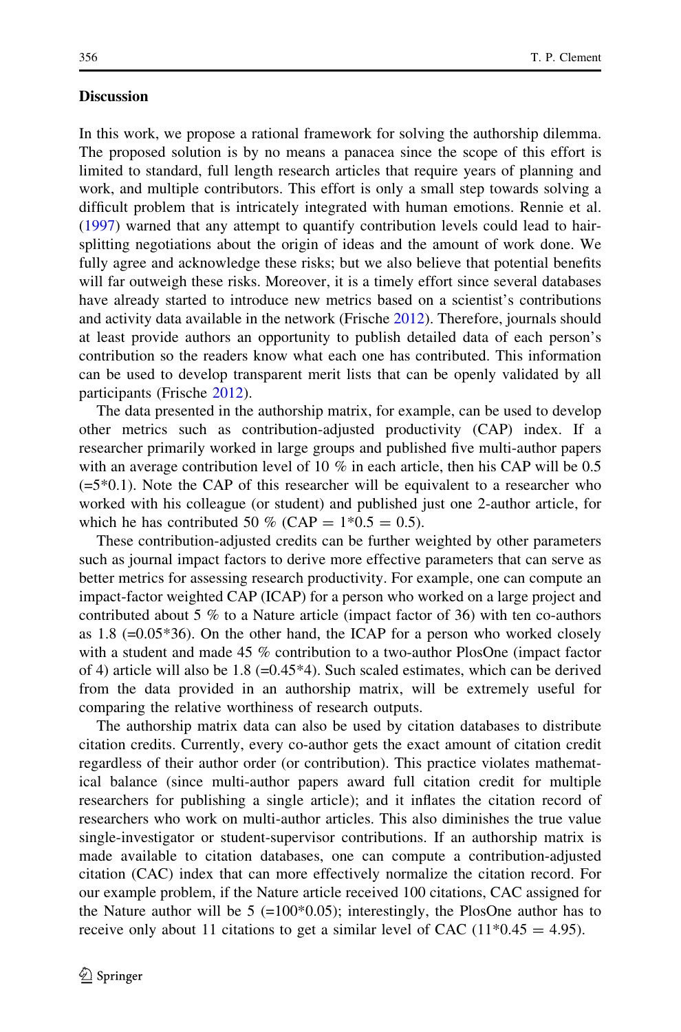## Discussion

In this work, we propose a rational framework for solving the authorship dilemma. The proposed solution is by no means a panacea since the scope of this effort is limited to standard, full length research articles that require years of planning and work, and multiple contributors. This effort is only a small step towards solving a difficult problem that is intricately integrated with human emotions. Rennie et al. (1997) warned that any attempt to quantify contribution levels could lead to hair-splitting negotiations about the origin of ideas and the amount of work done. We fully agree and acknowledge these risks; but we also believe that potential benefits will far outweigh these risks. Moreover, it is a timely effort since several databases have already started to introduce new metrics based on a scientist's contributions and activity data available in the network (Frische 2012). Therefore, journals should at least provide authors an opportunity to publish detailed data of each person's contribution so the readers know what each one has contributed. This information can be used to develop transparent merit lists that can be openly validated by all participants (Frische 2012).

The data presented in the authorship matrix, for example, can be used to develop other metrics such as contribution-adjusted productivity (CAP) index. If a researcher primarily worked in large groups and published five multi-author papers with an average contribution level of 10 % in each article, then his CAP will be 0.5 (=5*0.1). Note the CAP of this researcher will be equivalent to a researcher who worked with his colleague (or student) and published just one 2-author article, for which he has contributed 50 % (CAP = 1*0.5 = 0.5).

These contribution-adjusted credits can be further weighted by other parameters such as journal impact factors to derive more effective parameters that can serve as better metrics for assessing research productivity. For example, one can compute an impact-factor weighted CAP (ICAP) for a person who worked on a large project and contributed about 5 % to a Nature article (impact factor of 36) with ten co-authors as 1.8 (=0.05*36). On the other hand, the ICAP for a person who worked closely with a student and made 45 % contribution to a two-author PlosOne (impact factor of 4) article will also be 1.8 (=0.45*4). Such scaled estimates, which can be derived from the data provided in an authorship matrix, will be extremely useful for comparing the relative worthiness of research outputs.

The authorship matrix data can also be used by citation databases to distribute citation credits. Currently, every co-author gets the exact amount of citation credit regardless of their author order (or contribution). This practice violates mathematical balance (since multi-author papers award full citation credit for multiple researchers for publishing a single article); and it inflates the citation record of researchers who work on multi-author articles. This also diminishes the true value single-investigator or student-supervisor contributions. If an authorship matrix is made available to citation databases, one can compute a contribution-adjusted citation (CAC) index that can more effectively normalize the citation record. For our example problem, if the Nature article received 100 citations, CAC assigned for the Nature author will be 5 (=100*0.05); interestingly, the PlosOne author has to receive only about 11 citations to get a similar level of CAC (11*0.45 = 4.95).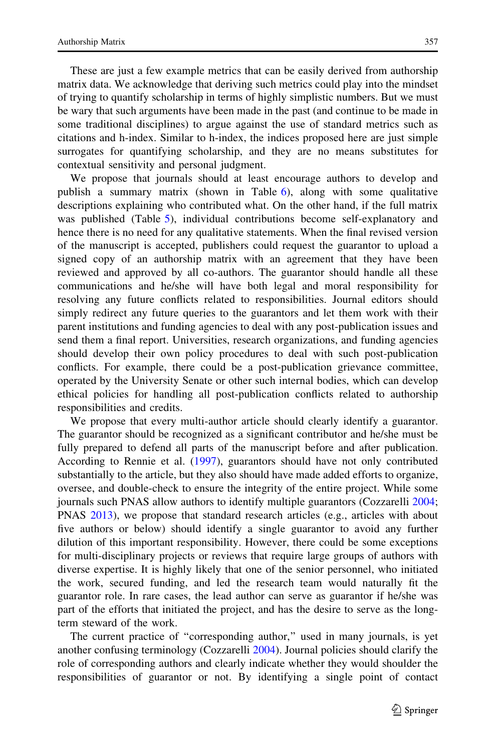These are just a few example metrics that can be easily derived from authorship matrix data. We acknowledge that deriving such metrics could play into the mindset of trying to quantify scholarship in terms of highly simplistic numbers. But we must be wary that such arguments have been made in the past (and continue to be made in some traditional disciplines) to argue against the use of standard metrics such as citations and h-index. Similar to h-index, the indices proposed here are just simple surrogates for quantifying scholarship, and they are no means substitutes for contextual sensitivity and personal judgment.

We propose that journals should at least encourage authors to develop and publish a summary matrix (shown in Table 6), along with some qualitative descriptions explaining who contributed what. On the other hand, if the full matrix was published (Table 5), individual contributions become self-explanatory and hence there is no need for any qualitative statements. When the final revised version of the manuscript is accepted, publishers could request the guarantor to upload a signed copy of an authorship matrix with an agreement that they have been reviewed and approved by all co-authors. The guarantor should handle all these communications and he/she will have both legal and moral responsibility for resolving any future conflicts related to responsibilities. Journal editors should simply redirect any future queries to the guarantors and let them work with their parent institutions and funding agencies to deal with any post-publication issues and send them a final report. Universities, research organizations, and funding agencies should develop their own policy procedures to deal with such post-publication conflicts. For example, there could be a post-publication grievance committee, operated by the University Senate or other such internal bodies, which can develop ethical policies for handling all post-publication conflicts related to authorship responsibilities and credits.

We propose that every multi-author article should clearly identify a guarantor. The guarantor should be recognized as a significant contributor and he/she must be fully prepared to defend all parts of the manuscript before and after publication. According to Rennie et al. (1997), guarantors should have not only contributed substantially to the article, but they also should have made added efforts to organize, oversee, and double-check to ensure the integrity of the entire project. While some journals such PNAS allow authors to identify multiple guarantors (Cozzarelli 2004; PNAS 2013), we propose that standard research articles (e.g., articles with about five authors or below) should identify a single guarantor to avoid any further dilution of this important responsibility. However, there could be some exceptions for multi-disciplinary projects or reviews that require large groups of authors with diverse expertise. It is highly likely that one of the senior personnel, who initiated the work, secured funding, and led the research team would naturally fit the guarantor role. In rare cases, the lead author can serve as guarantor if he/she was part of the efforts that initiated the project, and has the desire to serve as the long-term steward of the work.

The current practice of "corresponding author," used in many journals, is yet another confusing terminology (Cozzarelli 2004). Journal policies should clarify the role of corresponding authors and clearly indicate whether they would shoulder the responsibilities of guarantor or not. By identifying a single point of contact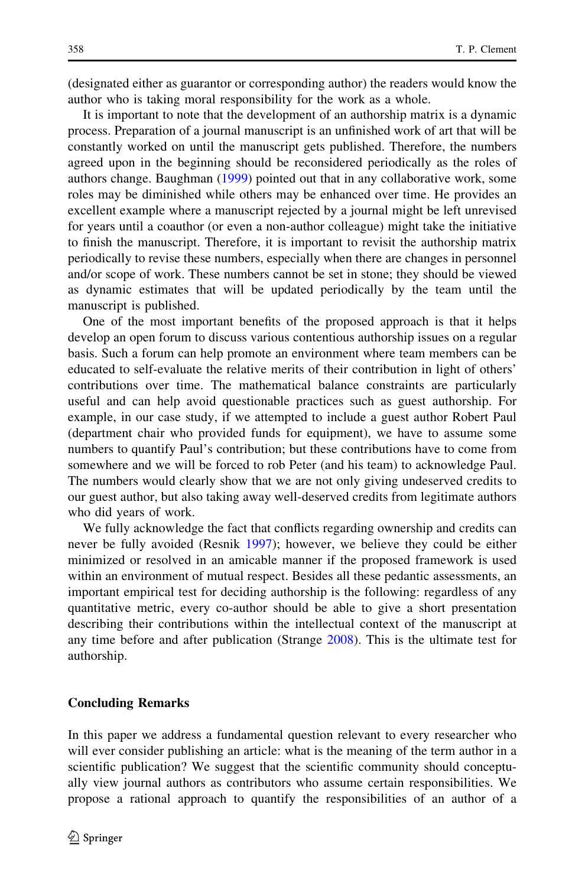(designated either as guarantor or corresponding author) the readers would know the author who is taking moral responsibility for the work as a whole.

It is important to note that the development of an authorship matrix is a dynamic process. Preparation of a journal manuscript is an unfinished work of art that will be constantly worked on until the manuscript gets published. Therefore, the numbers agreed upon in the beginning should be reconsidered periodically as the roles of authors change. Baughman (1999) pointed out that in any collaborative work, some roles may be diminished while others may be enhanced over time. He provides an excellent example where a manuscript rejected by a journal might be left unrevised for years until a coauthor (or even a non-author colleague) might take the initiative to finish the manuscript. Therefore, it is important to revisit the authorship matrix periodically to revise these numbers, especially when there are changes in personnel and/or scope of work. These numbers cannot be set in stone; they should be viewed as dynamic estimates that will be updated periodically by the team until the manuscript is published.

One of the most important benefits of the proposed approach is that it helps develop an open forum to discuss various contentious authorship issues on a regular basis. Such a forum can help promote an environment where team members can be educated to self-evaluate the relative merits of their contribution in light of others' contributions over time. The mathematical balance constraints are particularly useful and can help avoid questionable practices such as guest authorship. For example, in our case study, if we attempted to include a guest author Robert Paul (department chair who provided funds for equipment), we have to assume some numbers to quantify Paul's contribution; but these contributions have to come from somewhere and we will be forced to rob Peter (and his team) to acknowledge Paul. The numbers would clearly show that we are not only giving undeserved credits to our guest author, but also taking away well-deserved credits from legitimate authors who did years of work.

We fully acknowledge the fact that conflicts regarding ownership and credits can never be fully avoided (Resnik 1997); however, we believe they could be either minimized or resolved in an amicable manner if the proposed framework is used within an environment of mutual respect. Besides all these pedantic assessments, an important empirical test for deciding authorship is the following: regardless of any quantitative metric, every co-author should be able to give a short presentation describing their contributions within the intellectual context of the manuscript at any time before and after publication (Strange 2008). This is the ultimate test for authorship.

## Concluding Remarks

In this paper we address a fundamental question relevant to every researcher who will ever consider publishing an article: what is the meaning of the term author in a scientific publication? We suggest that the scientific community should conceptually view journal authors as contributors who assume certain responsibilities. We propose a rational approach to quantify the responsibilities of an author of a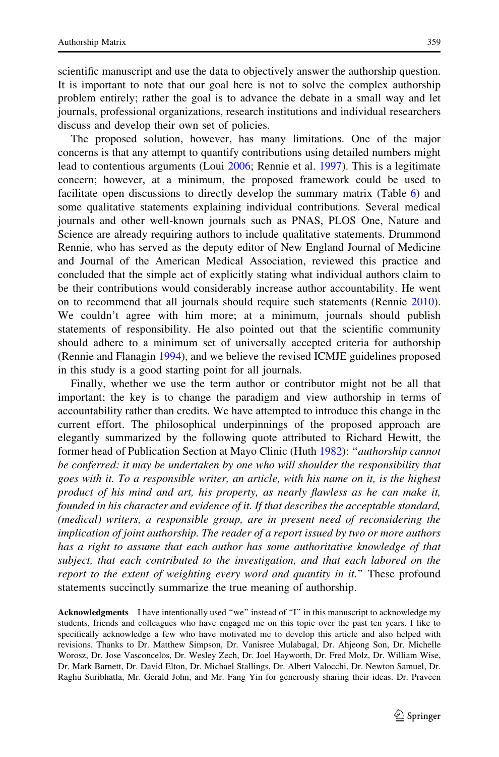scientific manuscript and use the data to objectively answer the authorship question. It is important to note that our goal here is not to solve the complex authorship problem entirely; rather the goal is to advance the debate in a small way and let journals, professional organizations, research institutions and individual researchers discuss and develop their own set of policies.

The proposed solution, however, has many limitations. One of the major concerns is that any attempt to quantify contributions using detailed numbers might lead to contentious arguments (Loui 2006; Rennie et al. 1997). This is a legitimate concern; however, at a minimum, the proposed framework could be used to facilitate open discussions to directly develop the summary matrix (Table 6) and some qualitative statements explaining individual contributions. Several medical journals and other well-known journals such as PNAS, PLOS One, Nature and Science are already requiring authors to include qualitative statements. Drummond Rennie, who has served as the deputy editor of New England Journal of Medicine and Journal of the American Medical Association, reviewed this practice and concluded that the simple act of explicitly stating what individual authors claim to be their contributions would considerably increase author accountability. He went on to recommend that all journals should require such statements (Rennie 2010). We couldn't agree with him more; at a minimum, journals should publish statements of responsibility. He also pointed out that the scientific community should adhere to a minimum set of universally accepted criteria for authorship (Rennie and Flanagin 1994), and we believe the revised ICMJE guidelines proposed in this study is a good starting point for all journals.

Finally, whether we use the term author or contributor might not be all that important; the key is to change the paradigm and view authorship in terms of accountability rather than credits. We have attempted to introduce this change in the current effort. The philosophical underpinnings of the proposed approach are elegantly summarized by the following quote attributed to Richard Hewitt, the former head of Publication Section at Mayo Clinic (Huth 1982): "*authorship cannot be conferred: it may be undertaken by one who will shoulder the responsibility that goes with it. To a responsible writer, an article, with his name on it, is the highest product of his mind and art, his property, as nearly flawless as he can make it, founded in his character and evidence of it. If that describes the acceptable standard, (medical) writers, a responsible group, are in present need of reconsidering the implication of joint authorship. The reader of a report issued by two or more authors has a right to assume that each author has some authoritative knowledge of that subject, that each contributed to the investigation, and that each labored on the report to the extent of weighting every word and quantity in it.*" These profound statements succinctly summarize the true meaning of authorship.

**Acknowledgments** I have intentionally used "we" instead of "I" in this manuscript to acknowledge my students, friends and colleagues who have engaged me on this topic over the past ten years. I like to specifically acknowledge a few who have motivated me to develop this article and also helped with revisions. Thanks to Dr. Matthew Simpson, Dr. Vanisree Mulabagal, Dr. Ahjeong Son, Dr. Michelle Worosz, Dr. Jose Vasconcelos, Dr. Wesley Zech, Dr. Joel Hayworth, Dr. Fred Molz, Dr. William Wise, Dr. Mark Barnett, Dr. David Elton, Dr. Michael Stallings, Dr. Albert Valocchi, Dr. Newton Samuel, Dr. Raghu Suribhatla, Mr. Gerald John, and Mr. Fang Yin for generously sharing their ideas. Dr. Praveen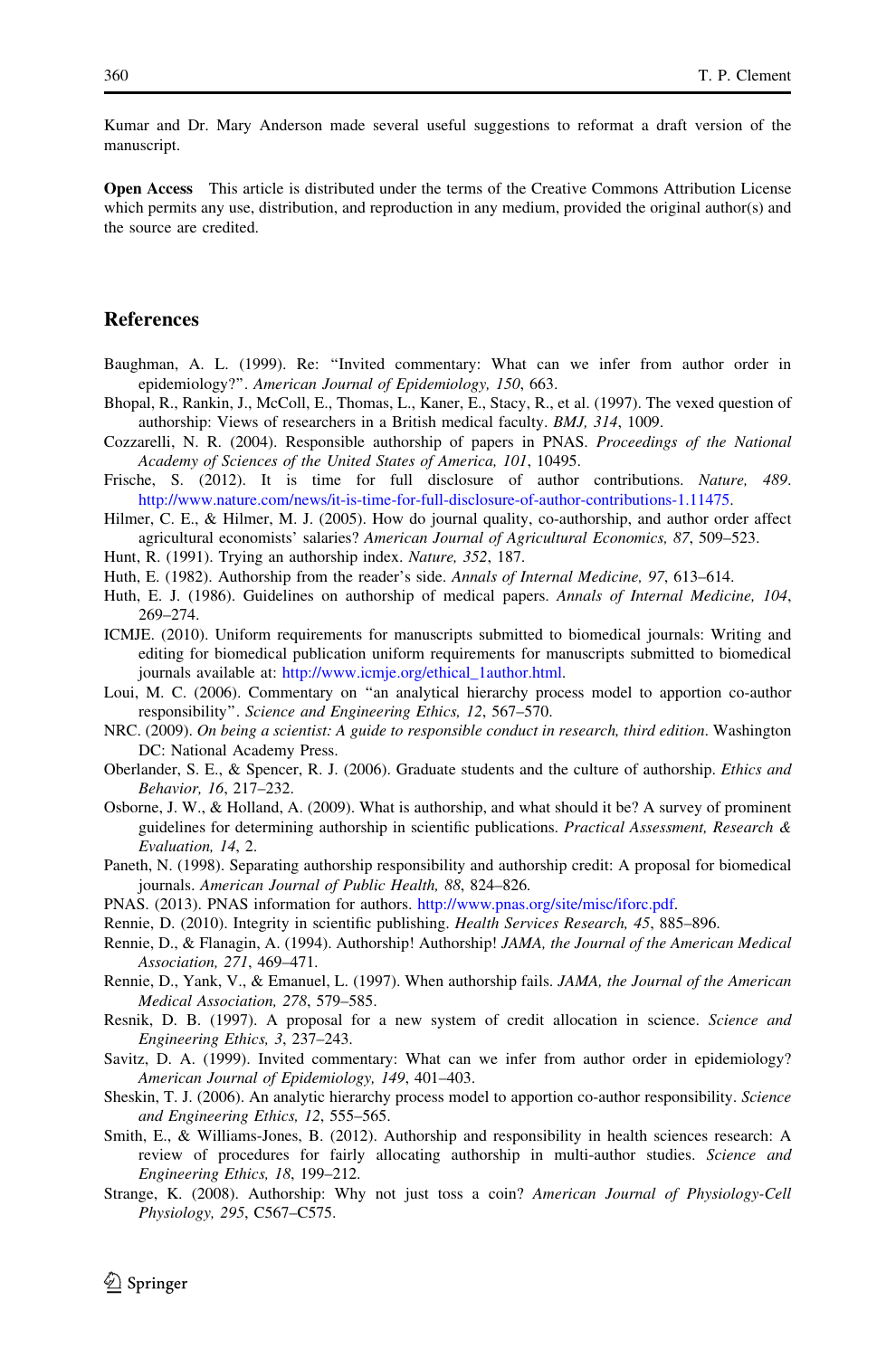Kumar and Dr. Mary Anderson made several useful suggestions to reformat a draft version of the manuscript.

**Open Access** This article is distributed under the terms of the Creative Commons Attribution License which permits any use, distribution, and reproduction in any medium, provided the original author(s) and the source are credited.

## References

Baughman, A. L. (1999). Re: "Invited commentary: What can we infer from author order in epidemiology?". *American Journal of Epidemiology, 150*, 663.

Bhopal, R., Rankin, J., McColl, E., Thomas, L., Kaner, E., Stacy, R., et al. (1997). The vexed question of authorship: Views of researchers in a British medical faculty. *BMJ, 314*, 1009.

Cozzarelli, N. R. (2004). Responsible authorship of papers in PNAS. *Proceedings of the National Academy of Sciences of the United States of America, 101*, 10495.

Frische, S. (2012). It is time for full disclosure of author contributions. *Nature, 489*. http://www.nature.com/news/it-is-time-for-full-disclosure-of-author-contributions-1.11475.

Hilmer, C. E., & Hilmer, M. J. (2005). How do journal quality, co-authorship, and author order affect agricultural economists' salaries? *American Journal of Agricultural Economics, 87*, 509–523.

Hunt, R. (1991). Trying an authorship index. *Nature, 352*, 187.

Huth, E. (1982). Authorship from the reader's side. *Annals of Internal Medicine, 97*, 613–614.

Huth, E. J. (1986). Guidelines on authorship of medical papers. *Annals of Internal Medicine, 104*, 269–274.

ICMJE. (2010). Uniform requirements for manuscripts submitted to biomedical journals: Writing and editing for biomedical publication uniform requirements for manuscripts submitted to biomedical journals available at: http://www.icmje.org/ethical_1author.html.

Loui, M. C. (2006). Commentary on "an analytical hierarchy process model to apportion co-author responsibility". *Science and Engineering Ethics, 12*, 567–570.

NRC. (2009). *On being a scientist: A guide to responsible conduct in research, third edition*. Washington DC: National Academy Press.

Oberlander, S. E., & Spencer, R. J. (2006). Graduate students and the culture of authorship. *Ethics and Behavior, 16*, 217–232.

Osborne, J. W., & Holland, A. (2009). What is authorship, and what should it be? A survey of prominent guidelines for determining authorship in scientific publications. *Practical Assessment, Research & Evaluation, 14*, 2.

Paneth, N. (1998). Separating authorship responsibility and authorship credit: A proposal for biomedical journals. *American Journal of Public Health, 88*, 824–826.

PNAS. (2013). PNAS information for authors. http://www.pnas.org/site/misc/iforc.pdf.

Rennie, D. (2010). Integrity in scientific publishing. *Health Services Research, 45*, 885–896.

Rennie, D., & Flanagin, A. (1994). Authorship! Authorship! *JAMA, the Journal of the American Medical Association, 271*, 469–471.

Rennie, D., Yank, V., & Emanuel, L. (1997). When authorship fails. *JAMA, the Journal of the American Medical Association, 278*, 579–585.

Resnik, D. B. (1997). A proposal for a new system of credit allocation in science. *Science and Engineering Ethics, 3*, 237–243.

Savitz, D. A. (1999). Invited commentary: What can we infer from author order in epidemiology? *American Journal of Epidemiology, 149*, 401–403.

Sheskin, T. J. (2006). An analytic hierarchy process model to apportion co-author responsibility. *Science and Engineering Ethics, 12*, 555–565.

Smith, E., & Williams-Jones, B. (2012). Authorship and responsibility in health sciences research: A review of procedures for fairly allocating authorship in multi-author studies. *Science and Engineering Ethics, 18*, 199–212.

Strange, K. (2008). Authorship: Why not just toss a coin? *American Journal of Physiology-Cell Physiology, 295*, C567–C575.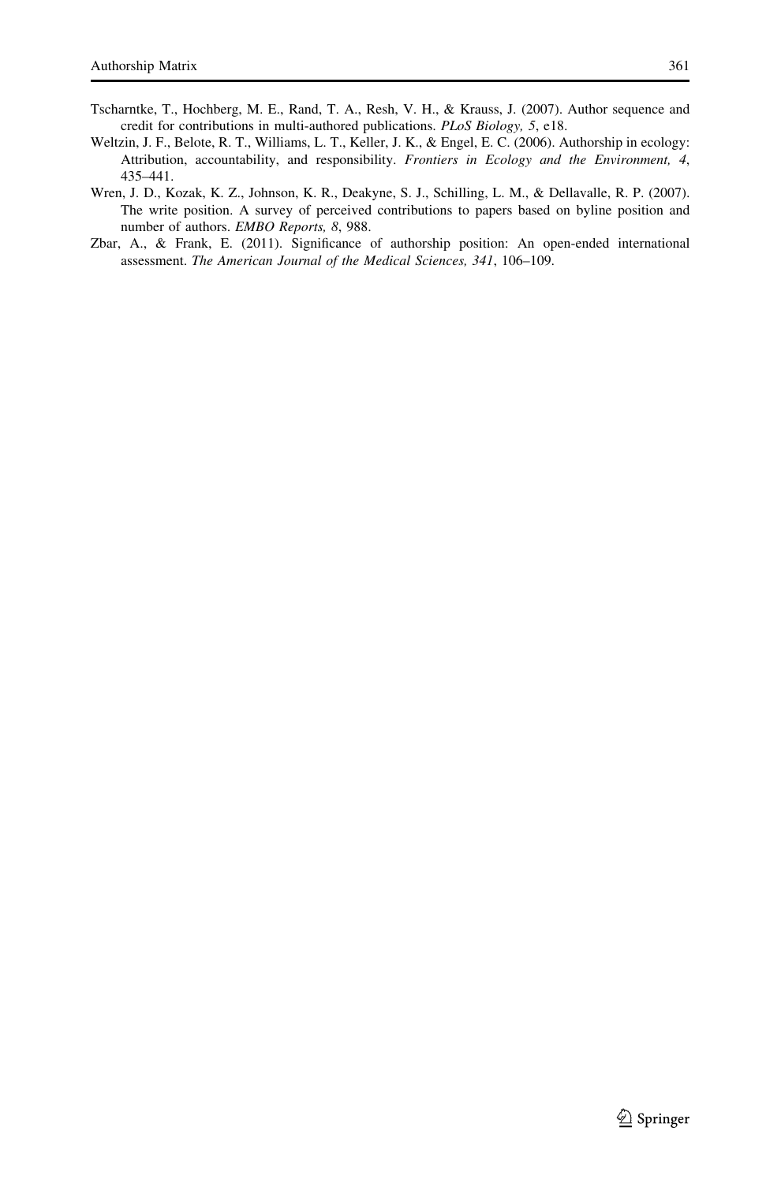Tscharntke, T., Hochberg, M. E., Rand, T. A., Resh, V. H., & Krauss, J. (2007). Author sequence and credit for contributions in multi-authored publications. *PLoS Biology, 5*, e18.

Weltzin, J. F., Belote, R. T., Williams, L. T., Keller, J. K., & Engel, E. C. (2006). Authorship in ecology: Attribution, accountability, and responsibility. *Frontiers in Ecology and the Environment, 4*, 435–441.

Wren, J. D., Kozak, K. Z., Johnson, K. R., Deakyne, S. J., Schilling, L. M., & Dellavalle, R. P. (2007). The write position. A survey of perceived contributions to papers based on byline position and number of authors. *EMBO Reports, 8*, 988.

Zbar, A., & Frank, E. (2011). Significance of authorship position: An open-ended international assessment. *The American Journal of the Medical Sciences, 341*, 106–109.